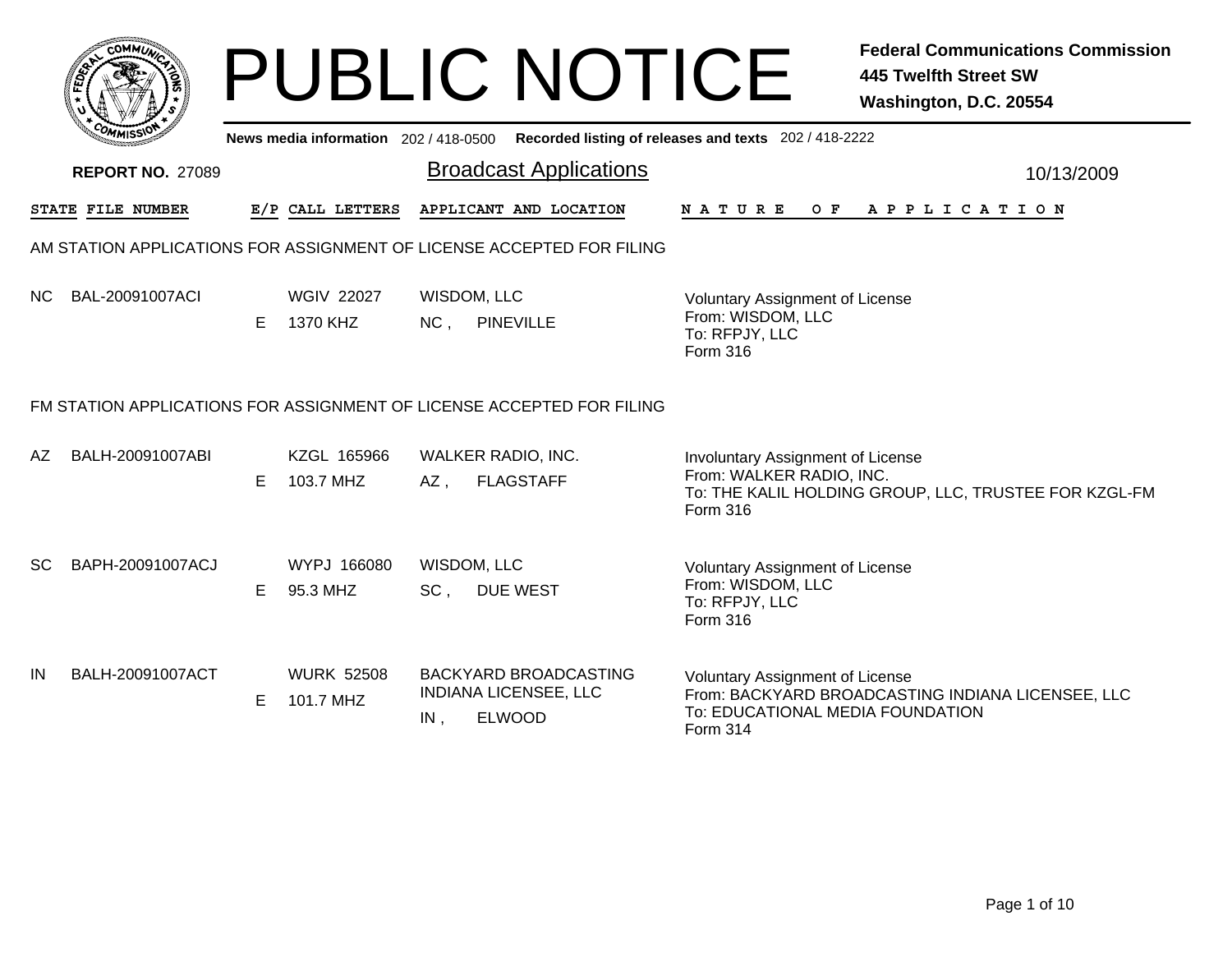# PUBLIC NOTICE

**Federal Communications Commission**
**445 Twelfth Street SW**
**Washington, D.C. 20554**

**News media information** 202 / 418-0500 **Recorded listing of releases and texts** 202 / 418-2222

**REPORT NO.** 27089

## Broadcast Applications

10/13/2009

| STATE | FILE NUMBER | E/P | CALL LETTERS | APPLICANT AND LOCATION | NATURE OF APPLICATION |
|---|---|---|---|---|---|

### AM STATION APPLICATIONS FOR ASSIGNMENT OF LICENSE ACCEPTED FOR FILING

| STATE | FILE NUMBER | E/P | CALL LETTERS | APPLICANT AND LOCATION | NATURE OF APPLICATION |
|---|---|---|---|---|---|
| NC | BAL-20091007ACI | E | WGIV 22027<br>1370 KHZ | WISDOM, LLC<br>NC , PINEVILLE | Voluntary Assignment of License<br>From: WISDOM, LLC<br>To: RFPJY, LLC<br>Form 316 |

### FM STATION APPLICATIONS FOR ASSIGNMENT OF LICENSE ACCEPTED FOR FILING

| STATE | FILE NUMBER | E/P | CALL LETTERS | APPLICANT AND LOCATION | NATURE OF APPLICATION |
|---|---|---|---|---|---|
| AZ | BALH-20091007ABI | E | KZGL 165966<br>103.7 MHZ | WALKER RADIO, INC.<br>AZ , FLAGSTAFF | Involuntary Assignment of License<br>From: WALKER RADIO, INC.<br>To: THE KALIL HOLDING GROUP, LLC, TRUSTEE FOR KZGL-FM<br>Form 316 |
| SC | BAPH-20091007ACJ | E | WYPJ 166080<br>95.3 MHZ | WISDOM, LLC<br>SC , DUE WEST | Voluntary Assignment of License<br>From: WISDOM, LLC<br>To: RFPJY, LLC<br>Form 316 |
| IN | BALH-20091007ACT | E | WURK 52508<br>101.7 MHZ | BACKYARD BROADCASTING INDIANA LICENSEE, LLC<br>IN , ELWOOD | Voluntary Assignment of License<br>From: BACKYARD BROADCASTING INDIANA LICENSEE, LLC<br>To: EDUCATIONAL MEDIA FOUNDATION<br>Form 314 |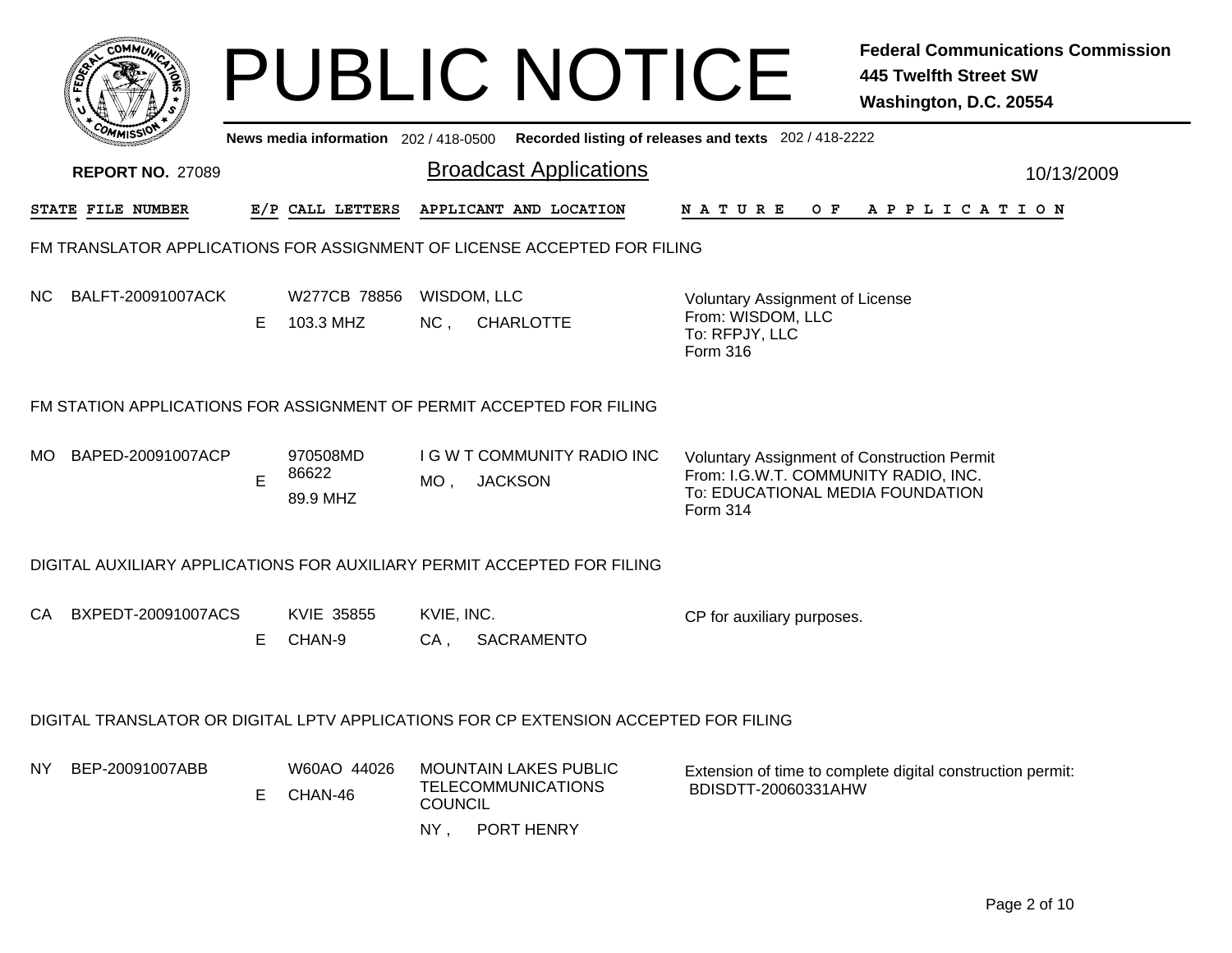# PUBLIC NOTICE

**Federal Communications Commission**
**445 Twelfth Street SW**
**Washington, D.C. 20554**

News media information 202 / 418-0500 Recorded listing of releases and texts 202 / 418-2222

**REPORT NO.** 27089

## Broadcast Applications

10/13/2009

| STATE | FILE NUMBER | E/P | CALL LETTERS | APPLICANT AND LOCATION | NATURE OF APPLICATION |
|---|---|---|---|---|---|

### FM TRANSLATOR APPLICATIONS FOR ASSIGNMENT OF LICENSE ACCEPTED FOR FILING

| STATE | FILE NUMBER | E/P | CALL LETTERS | APPLICANT AND LOCATION | NATURE OF APPLICATION |
|---|---|---|---|---|---|
| NC | BALFT-20091007ACK | E | W277CB 78856<br>103.3 MHZ | WISDOM, LLC<br>NC , CHARLOTTE | Voluntary Assignment of License<br>From: WISDOM, LLC<br>To: RFPJY, LLC<br>Form 316 |

### FM STATION APPLICATIONS FOR ASSIGNMENT OF PERMIT ACCEPTED FOR FILING

| STATE | FILE NUMBER | E/P | CALL LETTERS | APPLICANT AND LOCATION | NATURE OF APPLICATION |
|---|---|---|---|---|---|
| MO | BAPED-20091007ACP | E | 970508MD<br>86622<br>89.9 MHZ | I G W T COMMUNITY RADIO INC<br>MO , JACKSON | Voluntary Assignment of Construction Permit<br>From: I.G.W.T. COMMUNITY RADIO, INC.<br>To: EDUCATIONAL MEDIA FOUNDATION<br>Form 314 |

### DIGITAL AUXILIARY APPLICATIONS FOR AUXILIARY PERMIT ACCEPTED FOR FILING

| STATE | FILE NUMBER | E/P | CALL LETTERS | APPLICANT AND LOCATION | NATURE OF APPLICATION |
|---|---|---|---|---|---|
| CA | BXPEDT-20091007ACS | E | KVIE 35855<br>CHAN-9 | KVIE, INC.<br>CA , SACRAMENTO | CP for auxiliary purposes. |

### DIGITAL TRANSLATOR OR DIGITAL LPTV APPLICATIONS FOR CP EXTENSION ACCEPTED FOR FILING

| STATE | FILE NUMBER | E/P | CALL LETTERS | APPLICANT AND LOCATION | NATURE OF APPLICATION |
|---|---|---|---|---|---|
| NY | BEP-20091007ABB | E | W60AO 44026<br>CHAN-46 | MOUNTAIN LAKES PUBLIC TELECOMMUNICATIONS COUNCIL<br>NY , PORT HENRY | Extension of time to complete digital construction permit: BDISDTT-20060331AHW |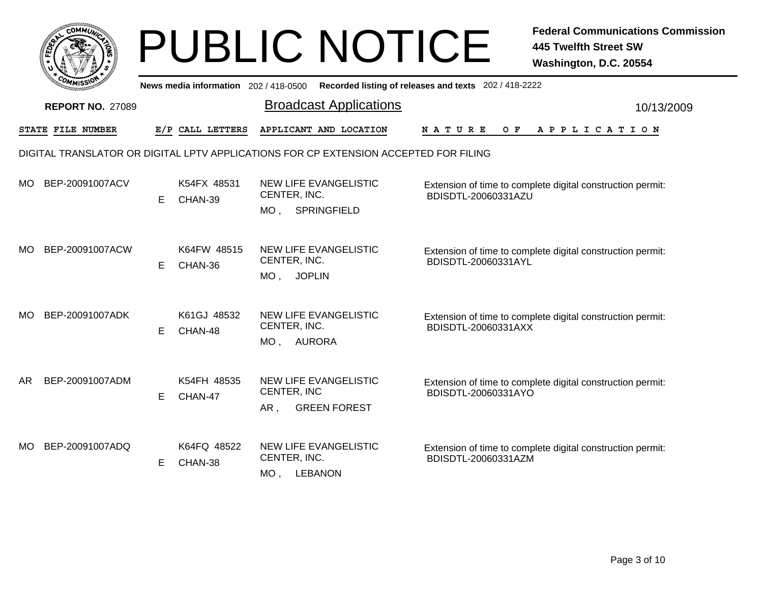# PUBLIC NOTICE

**Federal Communications Commission**
**445 Twelfth Street SW**
**Washington, D.C. 20554**

News media information 202 / 418-0500 Recorded listing of releases and texts 202 / 418-2222

**REPORT NO.** 27089

## Broadcast Applications

10/13/2009

DIGITAL TRANSLATOR OR DIGITAL LPTV APPLICATIONS FOR CP EXTENSION ACCEPTED FOR FILING

| STATE | FILE NUMBER | E/P | CALL LETTERS | APPLICANT AND LOCATION | NATURE OF APPLICATION |
|---|---|---|---|---|---|
| MO | BEP-20091007ACV | E | K54FX 48531 CHAN-39 | NEW LIFE EVANGELISTIC CENTER, INC. MO , SPRINGFIELD | Extension of time to complete digital construction permit: BDISDTL-20060331AZU |
| MO | BEP-20091007ACW | E | K64FW 48515 CHAN-36 | NEW LIFE EVANGELISTIC CENTER, INC. MO , JOPLIN | Extension of time to complete digital construction permit: BDISDTL-20060331AYL |
| MO | BEP-20091007ADK | E | K61GJ 48532 CHAN-48 | NEW LIFE EVANGELISTIC CENTER, INC. MO , AURORA | Extension of time to complete digital construction permit: BDISDTL-20060331AXX |
| AR | BEP-20091007ADM | E | K54FH 48535 CHAN-47 | NEW LIFE EVANGELISTIC CENTER, INC AR , GREEN FOREST | Extension of time to complete digital construction permit: BDISDTL-20060331AYO |
| MO | BEP-20091007ADQ | E | K64FQ 48522 CHAN-38 | NEW LIFE EVANGELISTIC CENTER, INC. MO , LEBANON | Extension of time to complete digital construction permit: BDISDTL-20060331AZM |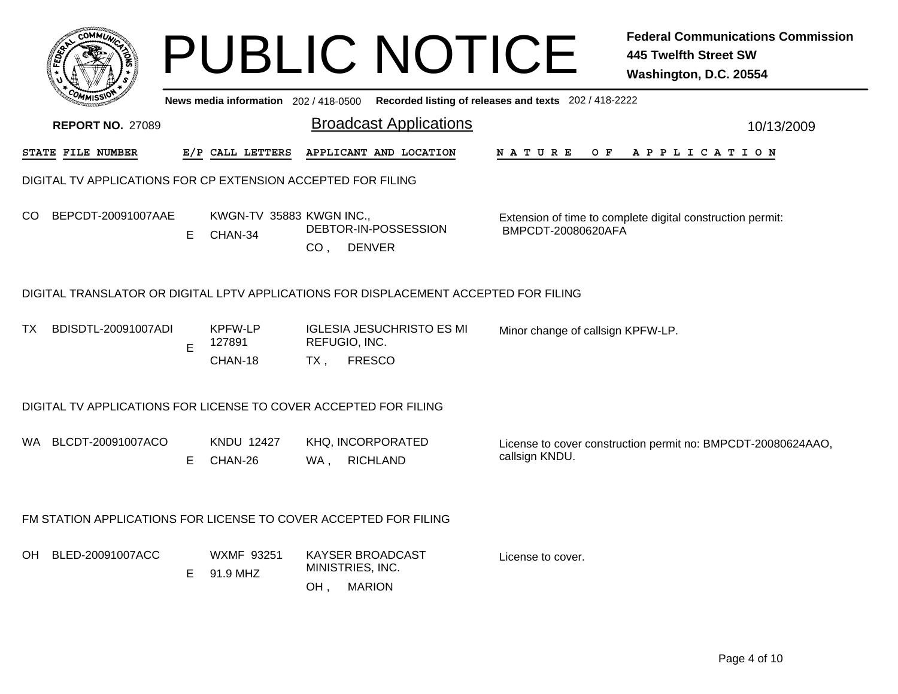# PUBLIC NOTICE

**Federal Communications Commission**
**445 Twelfth Street SW**
**Washington, D.C. 20554**

**News media information** 202 / 418-0500 **Recorded listing of releases and texts** 202 / 418-2222

**REPORT NO.** 27089

## Broadcast Applications

10/13/2009

| STATE | FILE NUMBER | E/P | CALL LETTERS | APPLICANT AND LOCATION | NATURE OF APPLICATION |
|---|---|---|---|---|---|

### DIGITAL TV APPLICATIONS FOR CP EXTENSION ACCEPTED FOR FILING

| STATE | FILE NUMBER | E/P | CALL LETTERS | APPLICANT AND LOCATION | NATURE OF APPLICATION |
|---|---|---|---|---|---|
| CO | BEPCDT-20091007AAE | E | KWGN-TV 35883 CHAN-34 | KWGN INC., DEBTOR-IN-POSSESSION CO , DENVER | Extension of time to complete digital construction permit: BMPCDT-20080620AFA |

### DIGITAL TRANSLATOR OR DIGITAL LPTV APPLICATIONS FOR DISPLACEMENT ACCEPTED FOR FILING

| STATE | FILE NUMBER | E/P | CALL LETTERS | APPLICANT AND LOCATION | NATURE OF APPLICATION |
|---|---|---|---|---|---|
| TX | BDISDTL-20091007ADI | E | KPFW-LP 127891 CHAN-18 | IGLESIA JESUCHRISTO ES MI REFUGIO, INC. TX , FRESCO | Minor change of callsign KPFW-LP. |

### DIGITAL TV APPLICATIONS FOR LICENSE TO COVER ACCEPTED FOR FILING

| STATE | FILE NUMBER | E/P | CALL LETTERS | APPLICANT AND LOCATION | NATURE OF APPLICATION |
|---|---|---|---|---|---|
| WA | BLCDT-20091007ACO | E | KNDU 12427 CHAN-26 | KHQ, INCORPORATED WA , RICHLAND | License to cover construction permit no: BMPCDT-20080624AAO, callsign KNDU. |

### FM STATION APPLICATIONS FOR LICENSE TO COVER ACCEPTED FOR FILING

| STATE | FILE NUMBER | E/P | CALL LETTERS | APPLICANT AND LOCATION | NATURE OF APPLICATION |
|---|---|---|---|---|---|
| OH | BLED-20091007ACC | E | WXMF 93251 91.9 MHZ | KAYSER BROADCAST MINISTRIES, INC. OH , MARION | License to cover. |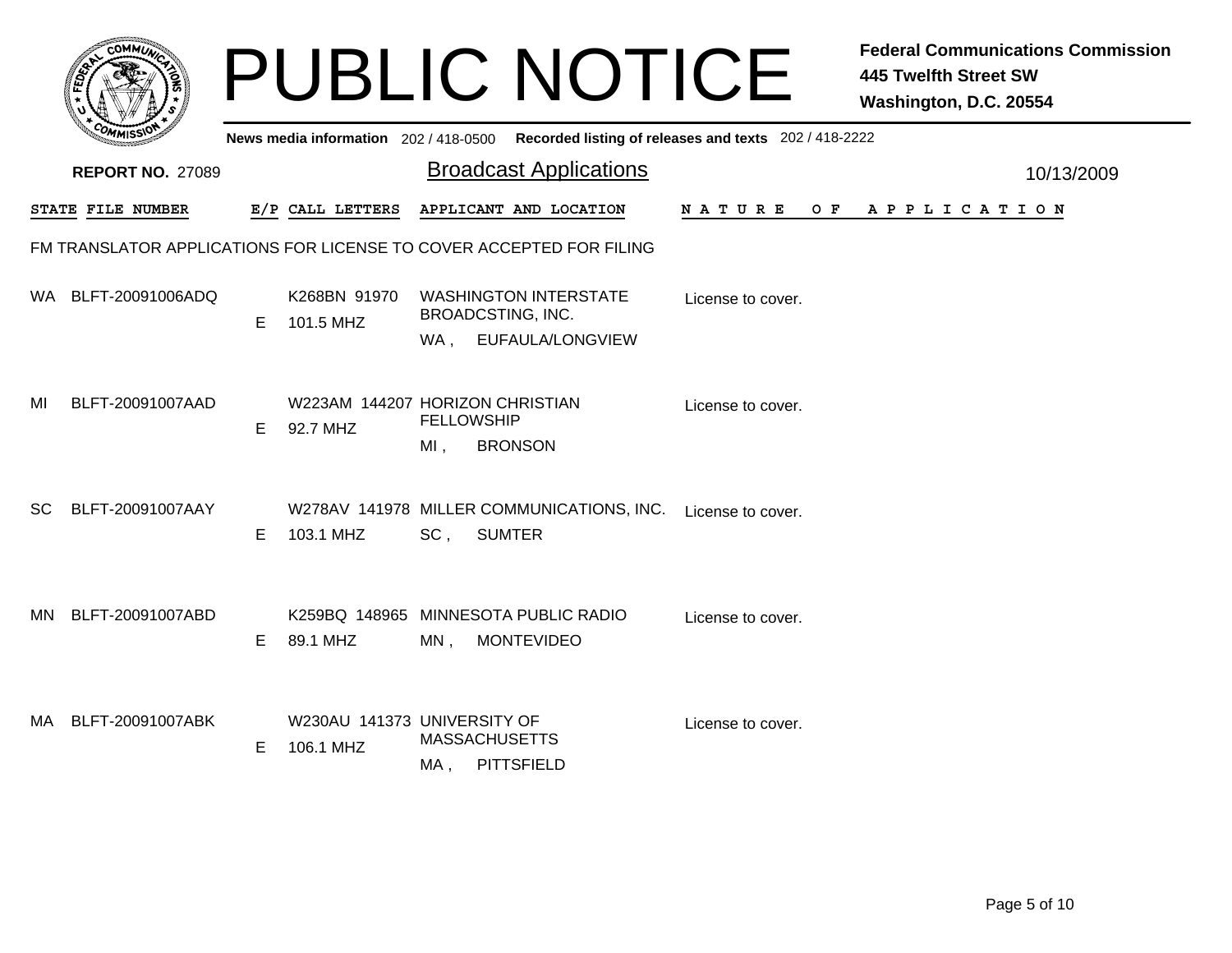# PUBLIC NOTICE

**Federal Communications Commission**
**445 Twelfth Street SW**
**Washington, D.C. 20554**

News media information 202 / 418-0500 Recorded listing of releases and texts 202 / 418-2222

**REPORT NO.** 27089

## Broadcast Applications

10/13/2009

FM TRANSLATOR APPLICATIONS FOR LICENSE TO COVER ACCEPTED FOR FILING

| STATE | FILE NUMBER | E/P | CALL LETTERS | APPLICANT AND LOCATION | NATURE OF APPLICATION |
|---|---|---|---|---|---|
| WA | BLFT-20091006ADQ | E | K268BN 91970 101.5 MHZ | WASHINGTON INTERSTATE BROADCSTING, INC. WA , EUFAULA/LONGVIEW | License to cover. |
| MI | BLFT-20091007AAD | E | W223AM 144207 92.7 MHZ | HORIZON CHRISTIAN FELLOWSHIP MI , BRONSON | License to cover. |
| SC | BLFT-20091007AAY | E | W278AV 141978 103.1 MHZ | MILLER COMMUNICATIONS, INC. SC , SUMTER | License to cover. |
| MN | BLFT-20091007ABD | E | K259BQ 148965 89.1 MHZ | MINNESOTA PUBLIC RADIO MN , MONTEVIDEO | License to cover. |
| MA | BLFT-20091007ABK | E | W230AU 141373 106.1 MHZ | UNIVERSITY OF MASSACHUSETTS MA , PITTSFIELD | License to cover. |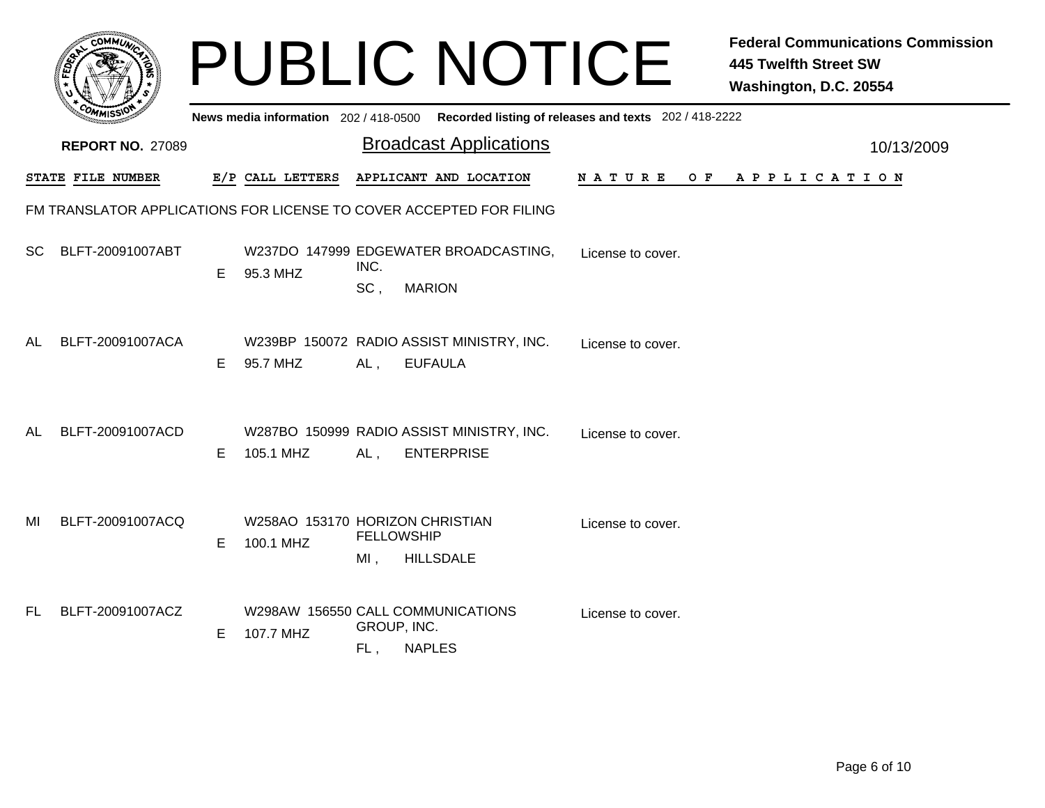# PUBLIC NOTICE

**Federal Communications Commission**
**445 Twelfth Street SW**
**Washington, D.C. 20554**

**News media information** 202 / 418-0500 **Recorded listing of releases and texts** 202 / 418-2222

**REPORT NO.** 27089

## Broadcast Applications

10/13/2009

### FM TRANSLATOR APPLICATIONS FOR LICENSE TO COVER ACCEPTED FOR FILING

| STATE | FILE NUMBER | E/P | CALL LETTERS | APPLICANT AND LOCATION | NATURE OF APPLICATION |
|---|---|---|---|---|---|
| SC | BLFT-20091007ABT | E | W237DO 147999 95.3 MHZ | EDGEWATER BROADCASTING, INC. SC , MARION | License to cover. |
| AL | BLFT-20091007ACA | E | W239BP 150072 95.7 MHZ | RADIO ASSIST MINISTRY, INC. AL , EUFAULA | License to cover. |
| AL | BLFT-20091007ACD | E | W287BO 150999 105.1 MHZ | RADIO ASSIST MINISTRY, INC. AL , ENTERPRISE | License to cover. |
| MI | BLFT-20091007ACQ | E | W258AO 153170 100.1 MHZ | HORIZON CHRISTIAN FELLOWSHIP MI , HILLSDALE | License to cover. |
| FL | BLFT-20091007ACZ | E | W298AW 156550 107.7 MHZ | CALL COMMUNICATIONS GROUP, INC. FL , NAPLES | License to cover. |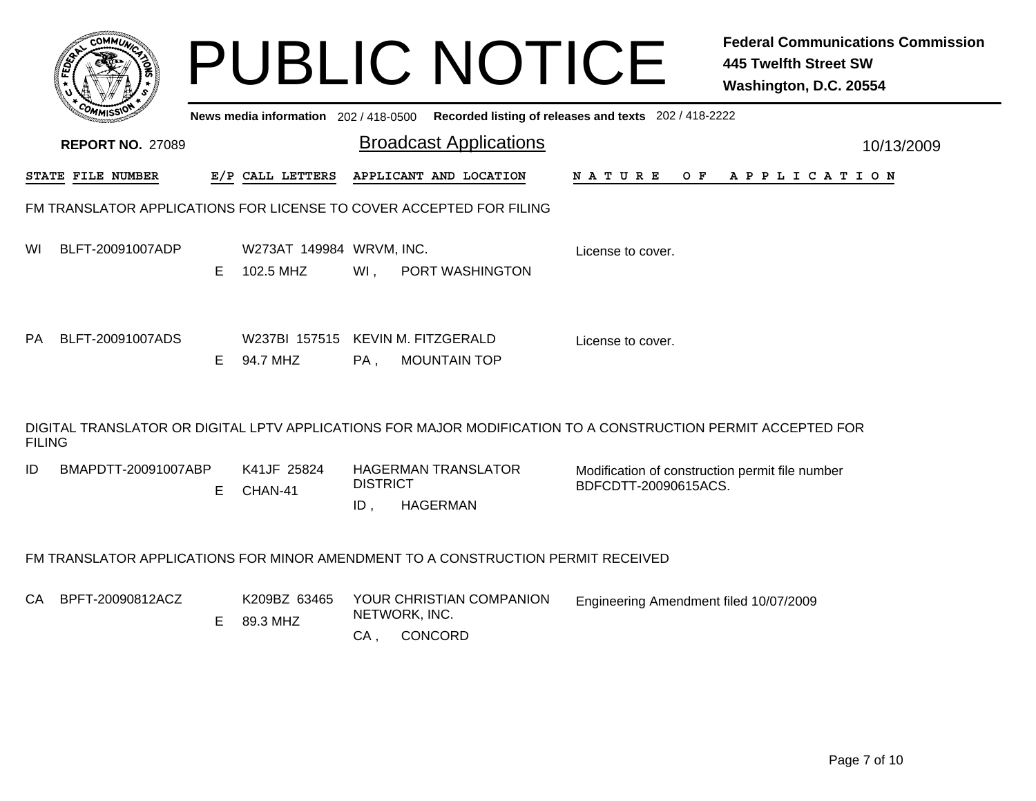# PUBLIC NOTICE

**Federal Communications Commission**
**445 Twelfth Street SW**
**Washington, D.C. 20554**

News media information 202 / 418-0500 Recorded listing of releases and texts 202 / 418-2222

**REPORT NO.** 27089

## Broadcast Applications

10/13/2009

| STATE | FILE NUMBER | E/P | CALL LETTERS | APPLICANT AND LOCATION | NATURE OF APPLICATION |
|---|---|---|---|---|---|

### FM TRANSLATOR APPLICATIONS FOR LICENSE TO COVER ACCEPTED FOR FILING

| STATE | FILE NUMBER | E/P | CALL LETTERS | APPLICANT AND LOCATION | NATURE OF APPLICATION |
|---|---|---|---|---|---|
| WI | BLFT-20091007ADP | E | W273AT 149984<br>102.5 MHZ | WRVM, INC.<br>WI , PORT WASHINGTON | License to cover. |
| PA | BLFT-20091007ADS | E | W237BI 157515<br>94.7 MHZ | KEVIN M. FITZGERALD<br>PA , MOUNTAIN TOP | License to cover. |

### DIGITAL TRANSLATOR OR DIGITAL LPTV APPLICATIONS FOR MAJOR MODIFICATION TO A CONSTRUCTION PERMIT ACCEPTED FOR FILING

| STATE | FILE NUMBER | E/P | CALL LETTERS | APPLICANT AND LOCATION | NATURE OF APPLICATION |
|---|---|---|---|---|---|
| ID | BMAPDTT-20091007ABP | E | K41JF 25824<br>CHAN-41 | HAGERMAN TRANSLATOR DISTRICT<br>ID , HAGERMAN | Modification of construction permit file number BDFCDTT-20090615ACS. |

### FM TRANSLATOR APPLICATIONS FOR MINOR AMENDMENT TO A CONSTRUCTION PERMIT RECEIVED

| STATE | FILE NUMBER | E/P | CALL LETTERS | APPLICANT AND LOCATION | NATURE OF APPLICATION |
|---|---|---|---|---|---|
| CA | BPFT-20090812ACZ | E | K209BZ 63465<br>89.3 MHZ | YOUR CHRISTIAN COMPANION NETWORK, INC.<br>CA , CONCORD | Engineering Amendment filed 10/07/2009 |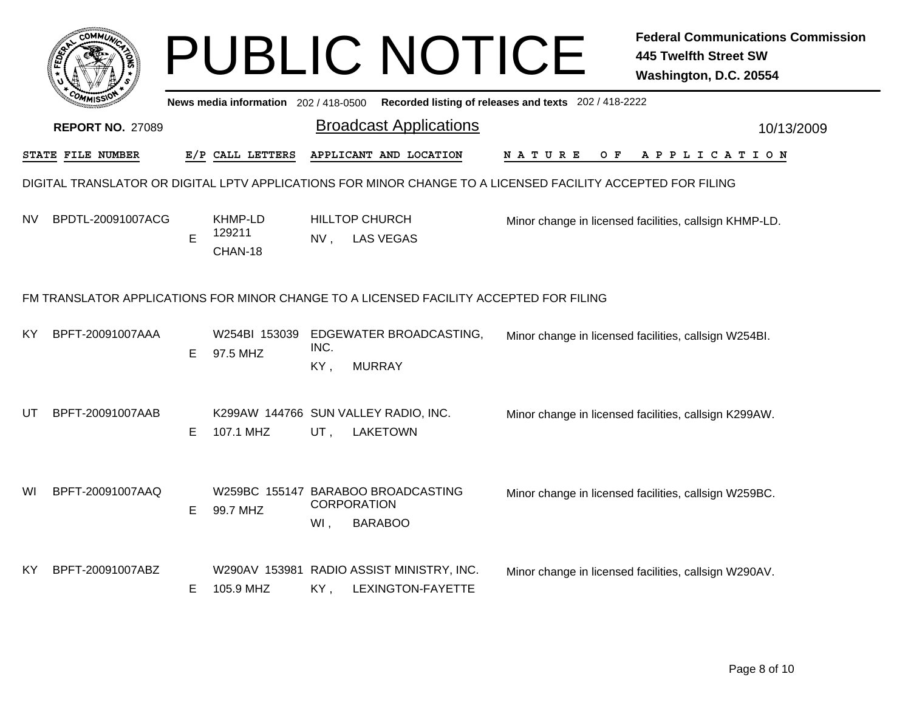# PUBLIC NOTICE

**Federal Communications Commission**
**445 Twelfth Street SW**
**Washington, D.C. 20554**

News media information 202 / 418-0500 Recorded listing of releases and texts 202 / 418-2222

**REPORT NO.** 27089

## Broadcast Applications

10/13/2009

| STATE | FILE NUMBER | E/P | CALL LETTERS | APPLICANT AND LOCATION | NATURE OF APPLICATION |
|---|---|---|---|---|---|

### DIGITAL TRANSLATOR OR DIGITAL LPTV APPLICATIONS FOR MINOR CHANGE TO A LICENSED FACILITY ACCEPTED FOR FILING

| STATE | FILE NUMBER | E/P | CALL LETTERS | APPLICANT AND LOCATION | NATURE OF APPLICATION |
|---|---|---|---|---|---|
| NV | BPDTL-20091007ACG | E | KHMP-LD 129211 CHAN-18 | HILLTOP CHURCH NV , LAS VEGAS | Minor change in licensed facilities, callsign KHMP-LD. |

### FM TRANSLATOR APPLICATIONS FOR MINOR CHANGE TO A LICENSED FACILITY ACCEPTED FOR FILING

| STATE | FILE NUMBER | E/P | CALL LETTERS | APPLICANT AND LOCATION | NATURE OF APPLICATION |
|---|---|---|---|---|---|
| KY | BPFT-20091007AAA | E | W254BI 153039 97.5 MHZ | EDGEWATER BROADCASTING, INC. KY , MURRAY | Minor change in licensed facilities, callsign W254BI. |
| UT | BPFT-20091007AAB | E | K299AW 144766 107.1 MHZ | SUN VALLEY RADIO, INC. UT , LAKETOWN | Minor change in licensed facilities, callsign K299AW. |
| WI | BPFT-20091007AAQ | E | W259BC 155147 99.7 MHZ | BARABOO BROADCASTING CORPORATION WI , BARABOO | Minor change in licensed facilities, callsign W259BC. |
| KY | BPFT-20091007ABZ | E | W290AV 153981 105.9 MHZ | RADIO ASSIST MINISTRY, INC. KY , LEXINGTON-FAYETTE | Minor change in licensed facilities, callsign W290AV. |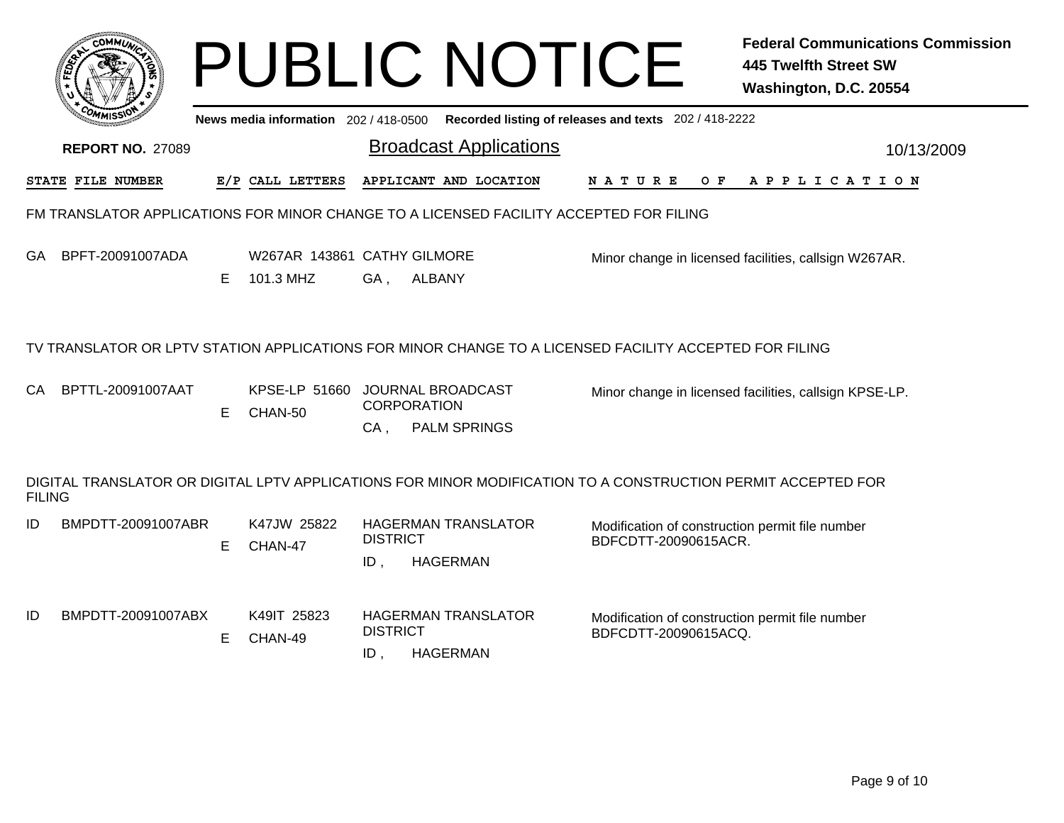# PUBLIC NOTICE

**Federal Communications Commission**
**445 Twelfth Street SW**
**Washington, D.C. 20554**

**News media information** 202 / 418-0500 **Recorded listing of releases and texts** 202 / 418-2222

**REPORT NO.** 27089

## Broadcast Applications

10/13/2009

| STATE | FILE NUMBER | E/P | CALL LETTERS | APPLICANT AND LOCATION | NATURE OF APPLICATION |
|---|---|---|---|---|---|

FM TRANSLATOR APPLICATIONS FOR MINOR CHANGE TO A LICENSED FACILITY ACCEPTED FOR FILING

| STATE | FILE NUMBER | E/P | CALL LETTERS | APPLICANT AND LOCATION | NATURE OF APPLICATION |
|---|---|---|---|---|---|
| GA | BPFT-20091007ADA | E | W267AR 143861<br>101.3 MHZ | CATHY GILMORE<br>GA , ALBANY | Minor change in licensed facilities, callsign W267AR. |

TV TRANSLATOR OR LPTV STATION APPLICATIONS FOR MINOR CHANGE TO A LICENSED FACILITY ACCEPTED FOR FILING

| STATE | FILE NUMBER | E/P | CALL LETTERS | APPLICANT AND LOCATION | NATURE OF APPLICATION |
|---|---|---|---|---|---|
| CA | BPTTL-20091007AAT | E | KPSE-LP 51660<br>CHAN-50 | JOURNAL BROADCAST CORPORATION<br>CA , PALM SPRINGS | Minor change in licensed facilities, callsign KPSE-LP. |

DIGITAL TRANSLATOR OR DIGITAL LPTV APPLICATIONS FOR MINOR MODIFICATION TO A CONSTRUCTION PERMIT ACCEPTED FOR FILING

| STATE | FILE NUMBER | E/P | CALL LETTERS | APPLICANT AND LOCATION | NATURE OF APPLICATION |
|---|---|---|---|---|---|
| ID | BMPDTT-20091007ABR | E | K47JW 25822<br>CHAN-47 | HAGERMAN TRANSLATOR DISTRICT<br>ID , HAGERMAN | Modification of construction permit file number BDFCDTT-20090615ACR. |
| ID | BMPDTT-20091007ABX | E | K49IT 25823<br>CHAN-49 | HAGERMAN TRANSLATOR DISTRICT<br>ID , HAGERMAN | Modification of construction permit file number BDFCDTT-20090615ACQ. |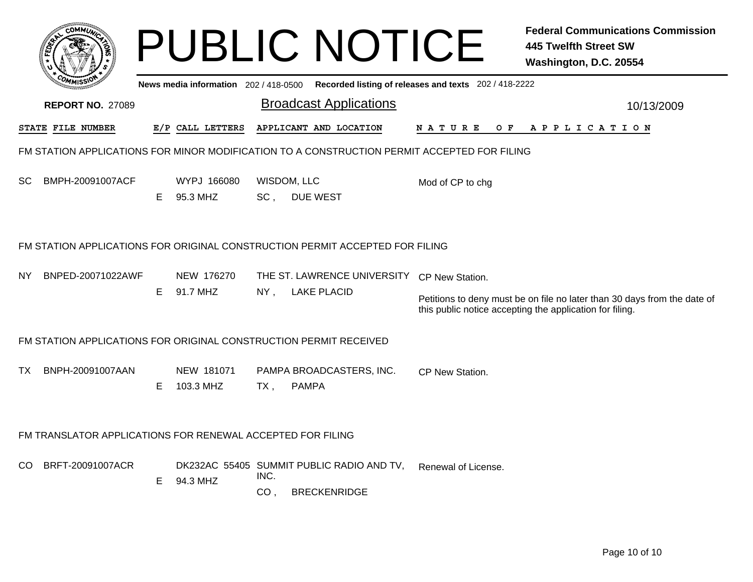# PUBLIC NOTICE

**Federal Communications Commission**
**445 Twelfth Street SW**
**Washington, D.C. 20554**

News media information 202 / 418-0500 Recorded listing of releases and texts 202 / 418-2222

**REPORT NO.** 27089

## Broadcast Applications

10/13/2009

| STATE | FILE NUMBER | E/P | CALL LETTERS | APPLICANT AND LOCATION | NATURE OF APPLICATION |
|---|---|---|---|---|---|

### FM STATION APPLICATIONS FOR MINOR MODIFICATION TO A CONSTRUCTION PERMIT ACCEPTED FOR FILING

| STATE | FILE NUMBER | E/P | CALL LETTERS | APPLICANT AND LOCATION | NATURE OF APPLICATION |
|---|---|---|---|---|---|
| SC | BMPH-20091007ACF | E | WYPJ 166080<br>95.3 MHZ | WISDOM, LLC<br>SC , DUE WEST | Mod of CP to chg |

### FM STATION APPLICATIONS FOR ORIGINAL CONSTRUCTION PERMIT ACCEPTED FOR FILING

| STATE | FILE NUMBER | E/P | CALL LETTERS | APPLICANT AND LOCATION | NATURE OF APPLICATION |
|---|---|---|---|---|---|
| NY | BNPED-20071022AWF | E | NEW 176270<br>91.7 MHZ | THE ST. LAWRENCE UNIVERSITY<br>NY , LAKE PLACID | CP New Station.<br><br>Petitions to deny must be on file no later than 30 days from the date of this public notice accepting the application for filing. |

### FM STATION APPLICATIONS FOR ORIGINAL CONSTRUCTION PERMIT RECEIVED

| STATE | FILE NUMBER | E/P | CALL LETTERS | APPLICANT AND LOCATION | NATURE OF APPLICATION |
|---|---|---|---|---|---|
| TX | BNPH-20091007AAN | E | NEW 181071<br>103.3 MHZ | PAMPA BROADCASTERS, INC.<br>TX , PAMPA | CP New Station. |

### FM TRANSLATOR APPLICATIONS FOR RENEWAL ACCEPTED FOR FILING

| STATE | FILE NUMBER | E/P | CALL LETTERS | APPLICANT AND LOCATION | NATURE OF APPLICATION |
|---|---|---|---|---|---|
| CO | BRFT-20091007ACR | E | DK232AC 55405<br>94.3 MHZ | SUMMIT PUBLIC RADIO AND TV, INC.<br>CO , BRECKENRIDGE | Renewal of License. |